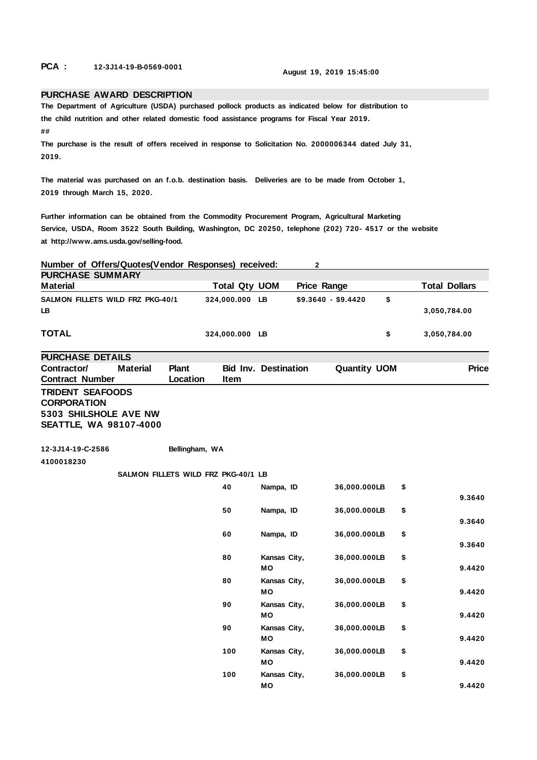**PCA :** 12-3J14-19-B-0569-0001

August 19, 2019 15:45:00

## PURCHASE AWARD DESCRIPTION

The Department of Agriculture (USDA) purchased pollock products as indicated below for distribution to the child nutrition and other related domestic food assistance programs for Fiscal Year 2019.

##

The purchase is the result of offers received in response to Solicitation No. 2000006344 dated July 31, 2019.

The material was purchased on an f.o.b. destination basis. Deliveries are to be made from October 1, 2019 through March 15, 2020.

Further information can be obtained from the Commodity Procurement Program, Agricultural Marketing Service, USDA, Room 3522 South Building, Washington, DC 20250, telephone (202) 720- 4517 or the website at http://www.ams.usda.gov/selling-food.

**Number of Offers/Quotes(Vendor Responses) received:** 2

## PURCHASE SUMMARY

| Material | Total Qty | UOM | Price Range | Total Dollars |
|---|---|---|---|---|
| SALMON FILLETS WILD FRZ PKG-40/1 LB | 324,000.000 | LB | $9.3640 - $9.4420 | $ 3,050,784.00 |
| **TOTAL** | 324,000.000 | LB | | $ 3,050,784.00 |

## PURCHASE DETAILS

**TRIDENT SEAFOODS CORPORATION**
**5303 SHILSHOLE AVE NW**
**SEATTLE, WA 98107-4000**

| Contractor/ Contract Number | Material | Plant Location | Bid Inv. Item | Destination | Quantity | UOM | Price |
|---|---|---|---|---|---|---|---|
| 12-3J14-19-C-2586 4100018230 | | Bellingham, WA | | | | | |
| | SALMON FILLETS WILD FRZ PKG-40/1 LB | | | | | | |
| | | | 40 | Nampa, ID | 36,000.000 | LB | $ 9.3640 |
| | | | 50 | Nampa, ID | 36,000.000 | LB | $ 9.3640 |
| | | | 60 | Nampa, ID | 36,000.000 | LB | $ 9.3640 |
| | | | 80 | Kansas City, MO | 36,000.000 | LB | $ 9.4420 |
| | | | 80 | Kansas City, MO | 36,000.000 | LB | $ 9.4420 |
| | | | 90 | Kansas City, MO | 36,000.000 | LB | $ 9.4420 |
| | | | 90 | Kansas City, MO | 36,000.000 | LB | $ 9.4420 |
| | | | 100 | Kansas City, MO | 36,000.000 | LB | $ 9.4420 |
| | | | 100 | Kansas City, MO | 36,000.000 | LB | $ 9.4420 |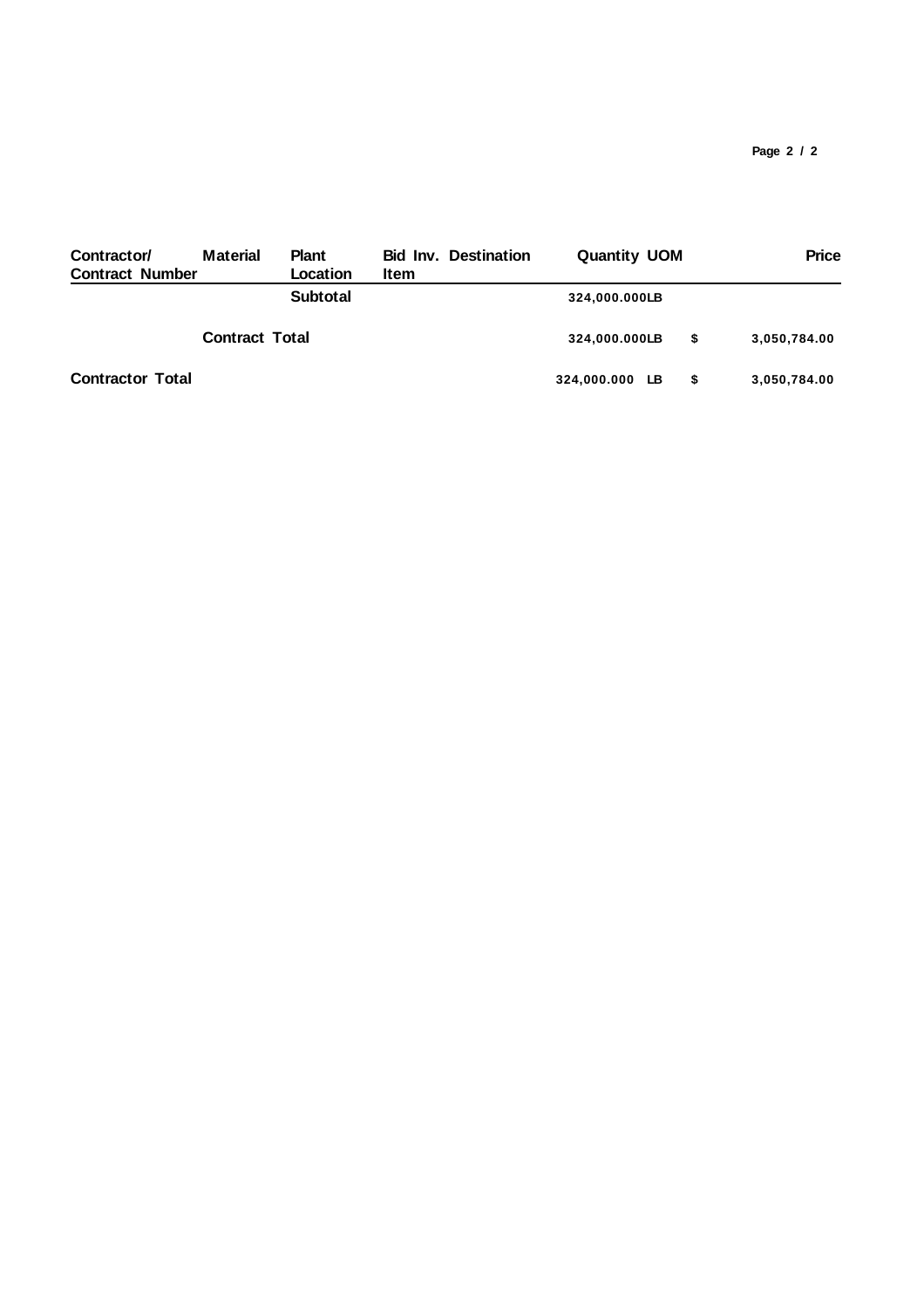| Contractor/ Contract Number | Material | Plant Location | Bid Inv. Item | Destination | Quantity | UOM | | Price |
|---|---|---|---|---|---|---|---|---|
| | | Subtotal | | | 324,000.000 | LB | | |
| | Contract Total | | | | 324,000.000 | LB | $ | 3,050,784.00 |
| Contractor Total | | | | | 324,000.000 | LB | $ | 3,050,784.00 |